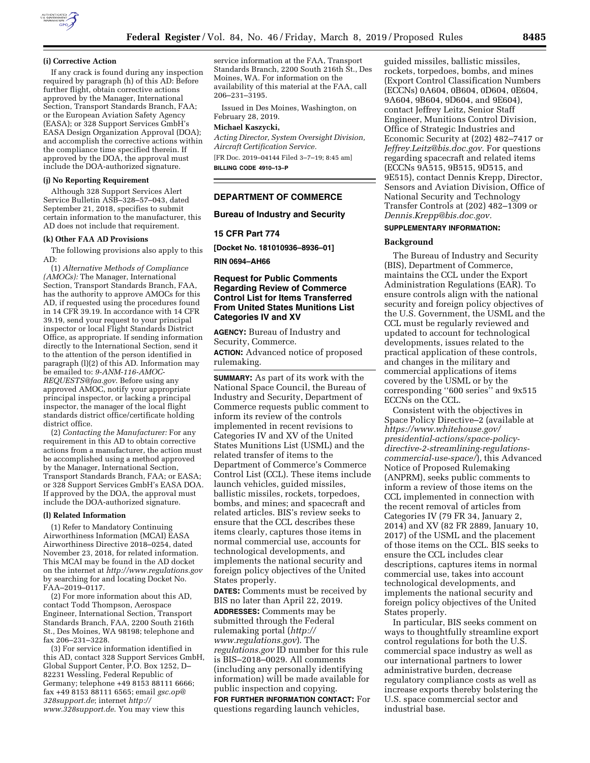#### (i) Corrective Action

If any crack is found during any inspection required by paragraph (h) of this AD: Before further flight, obtain corrective actions approved by the Manager, International Section, Transport Standards Branch, FAA; or the European Aviation Safety Agency (EASA); or 328 Support Services GmbH's EASA Design Organization Approval (DOA); and accomplish the corrective actions within the compliance time specified therein. If approved by the DOA, the approval must include the DOA-authorized signature.

#### (j) No Reporting Requirement

Although 328 Support Services Alert Service Bulletin ASB–328–57–043, dated September 21, 2018, specifies to submit certain information to the manufacturer, this AD does not include that requirement.

#### (k) Other FAA AD Provisions

The following provisions also apply to this AD:

(1) *Alternative Methods of Compliance (AMOCs):* The Manager, International Section, Transport Standards Branch, FAA, has the authority to approve AMOCs for this AD, if requested using the procedures found in 14 CFR 39.19. In accordance with 14 CFR 39.19, send your request to your principal inspector or local Flight Standards District Office, as appropriate. If sending information directly to the International Section, send it to the attention of the person identified in paragraph (l)(2) of this AD. Information may be emailed to: *9-ANM-116-AMOC-REQUESTS@faa.gov*. Before using any approved AMOC, notify your appropriate principal inspector, or lacking a principal inspector, the manager of the local flight standards district office/certificate holding district office.

(2) *Contacting the Manufacturer:* For any requirement in this AD to obtain corrective actions from a manufacturer, the action must be accomplished using a method approved by the Manager, International Section, Transport Standards Branch, FAA; or EASA; or 328 Support Services GmbH's EASA DOA. If approved by the DOA, the approval must include the DOA-authorized signature.

#### (l) Related Information

(1) Refer to Mandatory Continuing Airworthiness Information (MCAI) EASA Airworthiness Directive 2018–0254, dated November 23, 2018, for related information. This MCAI may be found in the AD docket on the internet at *http://www.regulations.gov* by searching for and locating Docket No. FAA–2019–0117.

(2) For more information about this AD, contact Todd Thompson, Aerospace Engineer, International Section, Transport Standards Branch, FAA, 2200 South 216th St., Des Moines, WA 98198; telephone and fax 206–231–3228.

(3) For service information identified in this AD, contact 328 Support Services GmbH, Global Support Center, P.O. Box 1252, D–82231 Wessling, Federal Republic of Germany; telephone +49 8153 88111 6666; fax +49 8153 88111 6565; email *gsc.op@328support.de*; internet *http://www.328support.de*. You may view this service information at the FAA, Transport Standards Branch, 2200 South 216th St., Des Moines, WA. For information on the availability of this material at the FAA, call 206–231–3195.

Issued in Des Moines, Washington, on February 28, 2019.

**Michael Kaszycki,**

*Acting Director, System Oversight Division, Aircraft Certification Service.*

[FR Doc. 2019–04144 Filed 3–7–19; 8:45 am]

**BILLING CODE 4910–13–P**

---

## DEPARTMENT OF COMMERCE

### Bureau of Industry and Security

### 15 CFR Part 774

**[Docket No. 181010936–8936–01]**

**RIN 0694–AH66**

### Request for Public Comments Regarding Review of Commerce Control List for Items Transferred From United States Munitions List Categories IV and XV

**AGENCY:** Bureau of Industry and Security, Commerce.

**ACTION:** Advanced notice of proposed rulemaking.

**SUMMARY:** As part of its work with the National Space Council, the Bureau of Industry and Security, Department of Commerce requests public comment to inform its review of the controls implemented in recent revisions to Categories IV and XV of the United States Munitions List (USML) and the related transfer of items to the Department of Commerce's Commerce Control List (CCL). These items include launch vehicles, guided missiles, ballistic missiles, rockets, torpedoes, bombs, and mines; and spacecraft and related articles. BIS's review seeks to ensure that the CCL describes these items clearly, captures those items in normal commercial use, accounts for technological developments, and implements the national security and foreign policy objectives of the United States properly.

**DATES:** Comments must be received by BIS no later than April 22, 2019.

**ADDRESSES:** Comments may be submitted through the Federal rulemaking portal (*http://www.regulations.gov*). The *regulations.gov* ID number for this rule is BIS–2018–0029. All comments (including any personally identifying information) will be made available for public inspection and copying.

**FOR FURTHER INFORMATION CONTACT:** For questions regarding launch vehicles, guided missiles, ballistic missiles, rockets, torpedoes, bombs, and mines (Export Control Classification Numbers (ECCNs) 0A604, 0B604, 0D604, 0E604, 9A604, 9B604, 9D604, and 9E604), contact Jeffrey Leitz, Senior Staff Engineer, Munitions Control Division, Office of Strategic Industries and Economic Security at (202) 482–7417 or *Jeffrey.Leitz@bis.doc.gov*. For questions regarding spacecraft and related items (ECCNs 9A515, 9B515, 9D515, and 9E515), contact Dennis Krepp, Director, Sensors and Aviation Division, Office of National Security and Technology Transfer Controls at (202) 482–1309 or *Dennis.Krepp@bis.doc.gov*.

**SUPPLEMENTARY INFORMATION:**

#### Background

The Bureau of Industry and Security (BIS), Department of Commerce, maintains the CCL under the Export Administration Regulations (EAR). To ensure controls align with the national security and foreign policy objectives of the U.S. Government, the USML and the CCL must be regularly reviewed and updated to account for technological developments, issues related to the practical application of these controls, and changes in the military and commercial applications of items covered by the USML or by the corresponding ''600 series'' and 9x515 ECCNs on the CCL.

Consistent with the objectives in Space Policy Directive–2 (available at *https://www.whitehouse.gov/presidential-actions/space-policy-directive-2-streamlining-regulations-commercial-use-space/*), this Advanced Notice of Proposed Rulemaking (ANPRM), seeks public comments to inform a review of those items on the CCL implemented in connection with the recent removal of articles from Categories IV (79 FR 34, January 2, 2014) and XV (82 FR 2889, January 10, 2017) of the USML and the placement of those items on the CCL. BIS seeks to ensure the CCL includes clear descriptions, captures items in normal commercial use, takes into account technological developments, and implements the national security and foreign policy objectives of the United States properly.

In particular, BIS seeks comment on ways to thoughtfully streamline export control regulations for both the U.S. commercial space industry as well as our international partners to lower administrative burden, decrease regulatory compliance costs as well as increase exports thereby bolstering the U.S. space commercial sector and industrial base.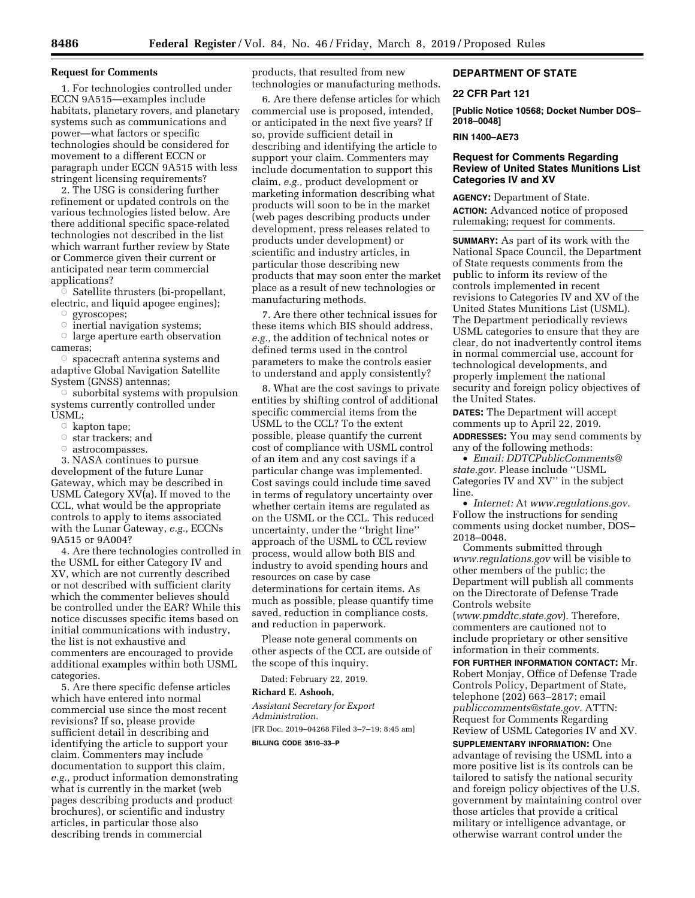**Request for Comments**

1. For technologies controlled under ECCN 9A515—examples include habitats, planetary rovers, and planetary systems such as communications and power—what factors or specific technologies should be considered for movement to a different ECCN or paragraph under ECCN 9A515 with less stringent licensing requirements?

2. The USG is considering further refinement or updated controls on the various technologies listed below. Are there additional specific space-related technologies not described in the list which warrant further review by State or Commerce given their current or anticipated near term commercial applications?

- Satellite thrusters (bi-propellant, electric, and liquid apogee engines);
- gyroscopes;
- inertial navigation systems;
- large aperture earth observation cameras;
- spacecraft antenna systems and adaptive Global Navigation Satellite System (GNSS) antennas;
- suborbital systems with propulsion systems currently controlled under USML;
- kapton tape;
- star trackers; and
- astrocompasses.

3. NASA continues to pursue development of the future Lunar Gateway, which may be described in USML Category XV(a). If moved to the CCL, what would be the appropriate controls to apply to items associated with the Lunar Gateway, *e.g.,* ECCNs 9A515 or 9A004?

4. Are there technologies controlled in the USML for either Category IV and XV, which are not currently described or not described with sufficient clarity which the commenter believes should be controlled under the EAR? While this notice discusses specific items based on initial communications with industry, the list is not exhaustive and commenters are encouraged to provide additional examples within both USML categories.

5. Are there specific defense articles which have entered into normal commercial use since the most recent revisions? If so, please provide sufficient detail in describing and identifying the article to support your claim. Commenters may include documentation to support this claim, *e.g.,* product information demonstrating what is currently in the market (web pages describing products and product brochures), or scientific and industry articles, in particular those also describing trends in commercial products, that resulted from new technologies or manufacturing methods.

6. Are there defense articles for which commercial use is proposed, intended, or anticipated in the next five years? If so, provide sufficient detail in describing and identifying the article to support your claim. Commenters may include documentation to support this claim, *e.g.,* product development or marketing information describing what products will soon to be in the market (web pages describing products under development, press releases related to products under development) or scientific and industry articles, in particular those describing new products that may soon enter the market place as a result of new technologies or manufacturing methods.

7. Are there other technical issues for these items which BIS should address, *e.g.,* the addition of technical notes or defined terms used in the control parameters to make the controls easier to understand and apply consistently?

8. What are the cost savings to private entities by shifting control of additional specific commercial items from the USML to the CCL? To the extent possible, please quantify the current cost of compliance with USML control of an item and any cost savings if a particular change was implemented. Cost savings could include time saved in terms of regulatory uncertainty over whether certain items are regulated as on the USML or the CCL. This reduced uncertainty, under the ''bright line'' approach of the USML to CCL review process, would allow both BIS and industry to avoid spending hours and resources on case by case determinations for certain items. As much as possible, please quantify time saved, reduction in compliance costs, and reduction in paperwork.

Please note general comments on other aspects of the CCL are outside of the scope of this inquiry.

Dated: February 22, 2019.

**Richard E. Ashooh,**

*Assistant Secretary for Export Administration.*

[FR Doc. 2019–04268 Filed 3–7–19; 8:45 am]

**BILLING CODE 3510–33–P**

## DEPARTMENT OF STATE

### 22 CFR Part 121

**[Public Notice 10568; Docket Number DOS–2018–0048]**

**RIN 1400–AE73**

### Request for Comments Regarding Review of United States Munitions List Categories IV and XV

**AGENCY:** Department of State.

**ACTION:** Advanced notice of proposed rulemaking; request for comments.

**SUMMARY:** As part of its work with the National Space Council, the Department of State requests comments from the public to inform its review of the controls implemented in recent revisions to Categories IV and XV of the United States Munitions List (USML). The Department periodically reviews USML categories to ensure that they are clear, do not inadvertently control items in normal commercial use, account for technological developments, and properly implement the national security and foreign policy objectives of the United States.

**DATES:** The Department will accept comments up to April 22, 2019.

**ADDRESSES:** You may send comments by any of the following methods:

- *Email: DDTCPublicComments@state.gov.* Please include ''USML Categories IV and XV'' in the subject line.
- *Internet:* At *www.regulations.gov.* Follow the instructions for sending comments using docket number, DOS–2018–0048.

Comments submitted through *www.regulations.gov* will be visible to other members of the public; the Department will publish all comments on the Directorate of Defense Trade Controls website (*www.pmddtc.state.gov*). Therefore, commenters are cautioned not to include proprietary or other sensitive information in their comments.

**FOR FURTHER INFORMATION CONTACT:** Mr. Robert Monjay, Office of Defense Trade Controls Policy, Department of State, telephone (202) 663–2817; email *publiccomments@state.gov.* ATTN: Request for Comments Regarding Review of USML Categories IV and XV.

**SUPPLEMENTARY INFORMATION:** One advantage of revising the USML into a more positive list is its controls can be tailored to satisfy the national security and foreign policy objectives of the U.S. government by maintaining control over those articles that provide a critical military or intelligence advantage, or otherwise warrant control under the